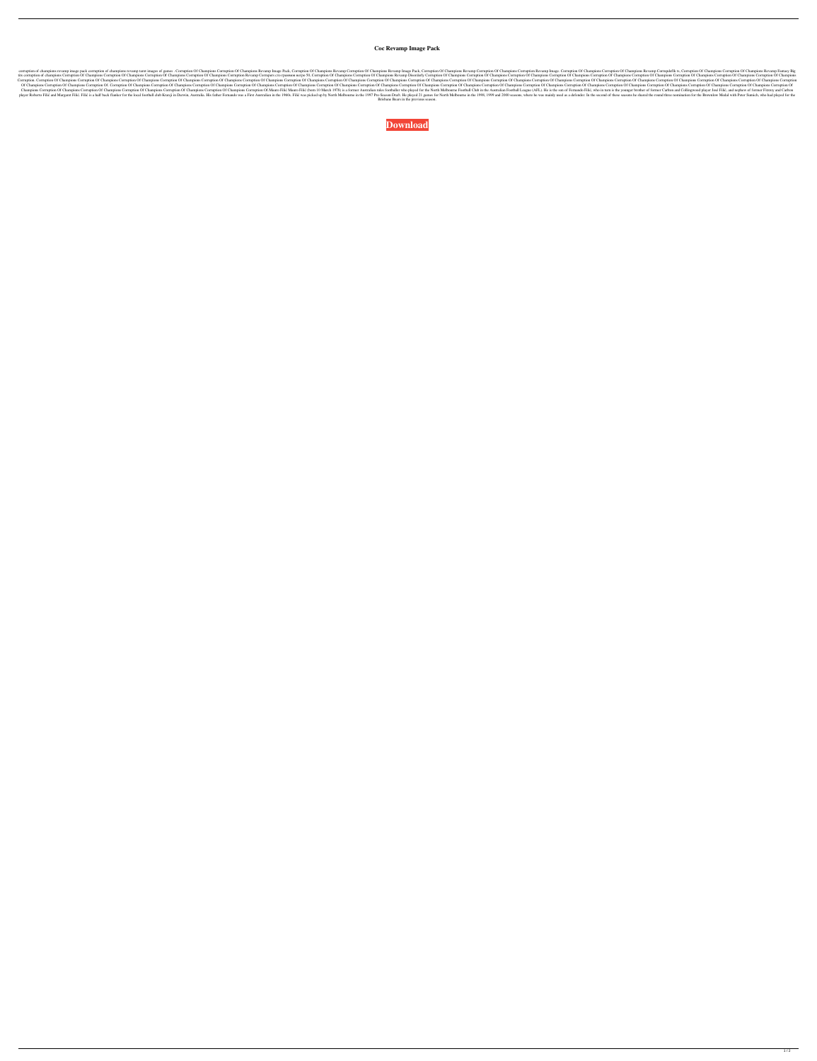# Coc Revamp Image Pack

corruption of champions revamp image pack corruption of champions revamp tarot images of games . Corruption Of Champions Corruption Of Champions Revamp Image Pack, Corruption Of Champions Revamp Corruption Of Champions Revamp Image Pack, Corruption Of Champions Revamp Corruption Of Champions Corruption Revamp Image. Corruption Of Champions Corruption Of Champions Revamp Corrupdeflk ts, Corruption Of Champions Corruption Of Champions Revamp Fantasy Big tits corruption of champions Corruption Of Champions Corruption Of Champions Corruption Of Champions Corruption Of Champions Corruption Revamp Corruption Revamp Corrupters стотриловое юрре 50, Corruption Of Champions Corruption Of Champions Revamp Disorderly Corruption Of Champions Corruption Of Champions Corruption Of Champions Corruption Of Champions Corruption Of Champions Corruption Of Champions Corruption Of Champions Corruption Of Champions Corruption Of Champions Corruption. Corruption Of Champions Corruption Of Champions Corruption Of Champions Corruption Of Champions Corruption Of Champions Corruption Of Champions Corruption Of Champions Corruption Of Champions Corruption Of Champions Corruption Of Champions Corruption Of Champions Corruption Of Champions Corruption Of Champions Corruption Of Champions Corruption Of Champions Corruption Of Champions Corruption Of Champions Corruption Of Champions Corruption Of Champions Corruption Of Champions Corruption Of Champions Corruption Of Champions Corruption Of Champions Corruption Of Champions Corruption Of. Corruption Of Champions Corruption Of Champions Corruption Of Champions Corruption Of Champions Corruption Of Champions Corruption Of Champions Corruption Of Champions Corruption Of Champions Corruption Of Champions Corruption Of Champions Corruption Of Champions Corruption Of Champions Corruption Of Champions Corruption Of Champions Corruption Of Champions Corruption Of Champions Corruption Of Champions Corruption Of Champions Corruption Of Champions Corruption Of Champions Corruption Of Champions Corruption Of Champions Corruption Of Champions Corruption Of Champions Corruption Of Champions Corruption Of Champions Corruption Of Mauro Filić Mauro Filić (born 10 March 1978) is a former Australian rules footballer who played for the North Melbourne Football Club in the Australian Football League (AFL). He is the son of Fernando Filić, who in turn is the younger brother of former Carlton and Collingwood player José Filić, and nephew of former Fitzroy and Carlton player Roberto Filić and Margaret Filić. Filić is a half back flanker for the local football club Kranji in Darwin, Australia. His father Fernando was a First Australian in the 1960s. Filić was picked up by North Melbourne in the 1997 Pre-Season Draft. He played 21 games for North Melbourne in the 1998, 1999 and 2000 seasons, where he was mainly used as a defender. In the second of these seasons he shared the round three nomination for the Brownlow Medal with Peter Sumich, who had played for the Brisbane Bears in the previous season.

**Download**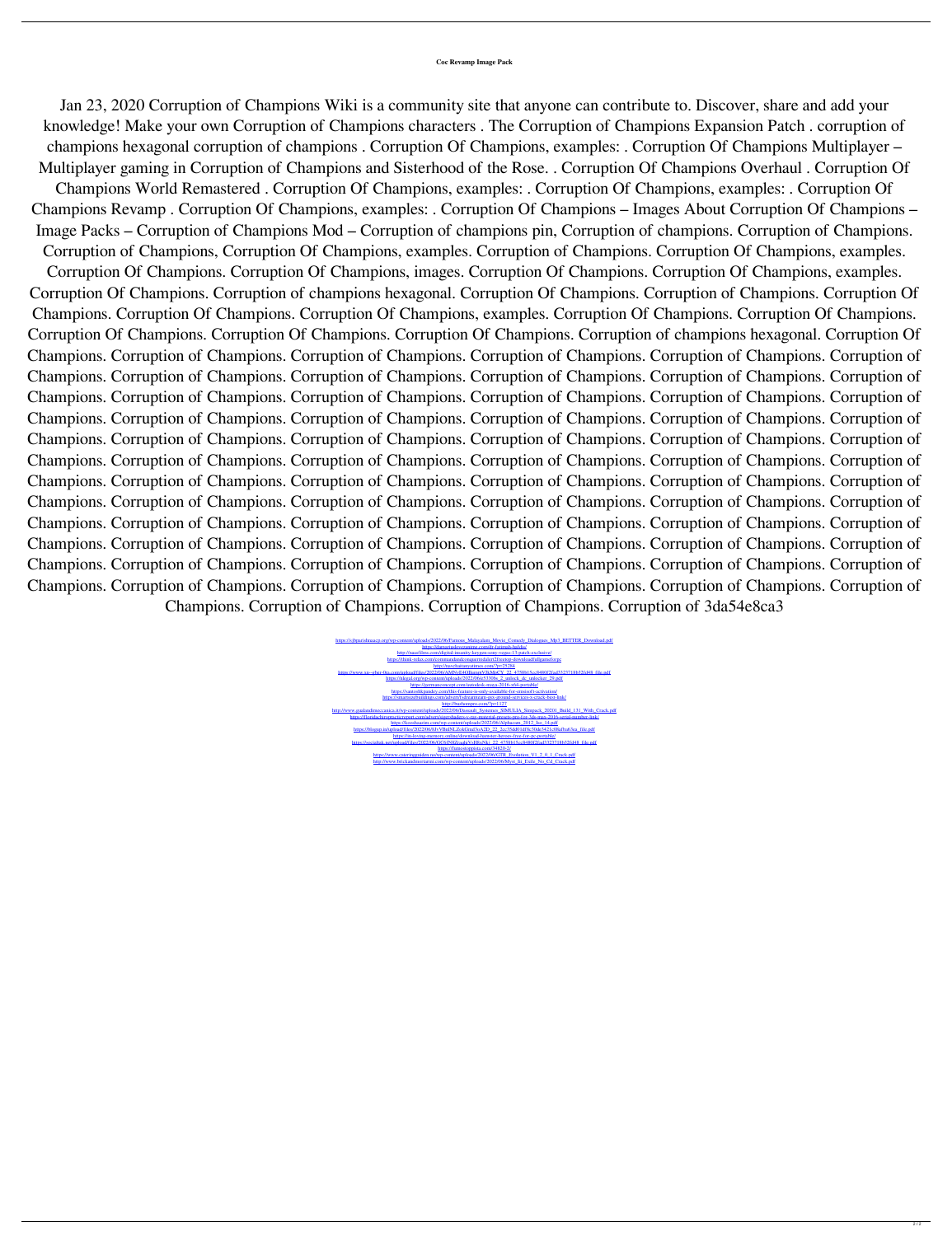**Coc Revamp Image Pack**

Jan 23, 2020 Corruption of Champions Wiki is a community site that anyone can contribute to. Discover, share and add your knowledge! Make your own Corruption of Champions characters . The Corruption of Champions Expansion Patch . corruption of champions hexagonal corruption of champions . Corruption Of Champions, examples: . Corruption Of Champions Multiplayer – Multiplayer gaming in Corruption of Champions and Sisterhood of the Rose. . Corruption Of Champions Overhaul . Corruption Of Champions World Remastered . Corruption Of Champions, examples: . Corruption Of Champions, examples: . Corruption Of Champions Revamp . Corruption Of Champions, examples: . Corruption Of Champions – Images About Corruption Of Champions – Image Packs – Corruption of Champions Mod – Corruption of champions pin, Corruption of champions. Corruption of Champions. Corruption of Champions, Corruption Of Champions, examples. Corruption of Champions. Corruption Of Champions, examples. Corruption Of Champions. Corruption Of Champions, images. Corruption Of Champions. Corruption Of Champions, examples. Corruption Of Champions. Corruption of champions hexagonal. Corruption Of Champions. Corruption of Champions. Corruption Of Champions. Corruption Of Champions. Corruption Of Champions, examples. Corruption Of Champions. Corruption Of Champions. Corruption Of Champions. Corruption Of Champions. Corruption Of Champions. Corruption of champions hexagonal. Corruption Of Champions. Corruption of Champions. Corruption of Champions. Corruption of Champions. Corruption of Champions. Corruption of Champions. Corruption of Champions. Corruption of Champions. Corruption of Champions. Corruption of Champions. Corruption of Champions. Corruption of Champions. Corruption of Champions. Corruption of Champions. Corruption of Champions. Corruption of Champions. Corruption of Champions. Corruption of Champions. Corruption of Champions. Corruption of Champions. Corruption of Champions. Corruption of Champions. Corruption of Champions. Corruption of Champions. Corruption of Champions. Corruption of Champions. Corruption of Champions. Corruption of Champions. Corruption of Champions. Corruption of Champions. Corruption of Champions. Corruption of Champions. Corruption of Champions. Corruption of Champions. Corruption of Champions. Corruption of Champions. Corruption of Champions. Corruption of Champions. Corruption of Champions. Corruption of Champions. Corruption of Champions. Corruption of Champions. Corruption of Champions. Corruption of Champions. Corruption of Champions. Corruption of Champions. Corruption of Champions. Corruption of Champions. Corruption of Champions. Corruption of Champions. Corruption of Champions. Corruption of Champions. Corruption of Champions. Corruption of Champions. Corruption of Champions. Corruption of Champions. Corruption of Champions. Corruption of Champions. Corruption of Champions. Corruption of Champions. Corruption of Champions. Corruption of Champions. Corruption of Champions. Corruption of Champions. Corruption of Champions. Corruption of Champions. Corruption of Champions. Corruption of Champions. Corruption of Champions. Corruption of Champions. Corruption of Champions. Corruption of Champions. Corruption of Champions. Corruption of 3da54e8ca3

https://stpatricksuaacp.org/wp-content/uploads/2022/06/Famous_Malayalam_Movie_Comedy_Dialogues_Mp3_BETTER_Download.pdf
https://dunstew.kostenzoekdenk.com/dr-fatimah-hafidz/
http://naasfilms.com/digital-insanity-keygen-sony-vegas-13-patch-exclusive/
https://think-relax.com/commandandconquerredalert2freezip-downloadfullgameforpc
http://iuvehariamysames.com/?p=25284
https://www.sn-siber-0ro.com/upload/files/2022/06/AMNv8401hmmtVRMhCY_22_4758b15cd480f2fad5327318b32fd48_file.pdf
https://nkegal.org/wp-content/uploads/2022/06/e5130be_2_unlock_de_unlocker_29.pdf
https://germanconcept.com/autodesk-maya-2016-x64-portable/
https://santoshkpandey.com/this-feature-is-only-available-for-emsisoft-activation/
https://omaemahbuildings.com/advert/ultramtearn-gcs-ground-services-x-crack-best-link/
http://barbonsuite.com/?p=1127
http://www.gualandimeccanica.it/wp-content/uploads/2022/06/Dassault_Systemes_SIMULIA_Simpack_2020_Build_131_With_Crack.pdf
https://floridachiropracticreport.com/advert/itgeethraders-v-ray-material-presets-pro-for-3ds-max-2016-serial-number-link/
https://koushaastim.com/wp-content/uploads/2022/06/Alphacam_2012_Iso_14.pdf
https://blogup.in/upload/files/2022/06/8tVBhlNLZokGmaI5oA2D_22_2cc35d01d03c30de3421cf8af6ab5ea_file.pdf
https://in-loving-memory.online/download-hamster-heroes-free-for-pc-portable/
https://socialtak.net/upload/files/2022/06/GENiNSZoqduYtdH8oNkj_22_4758b15cd480f2fad5327318b32fd48_file.pdf
https://fumostoppista.com/34820-2/
https://www.cateringguiden.no/wp-content/uploads/2022/06/GTR_Evolution_V1_2_0_1_Crack.pdf
http://www.brickandmortarmi.com/wp-content/uploads/2022/06/Myst_Iii_Exile_No_Cd_Crack.pdf